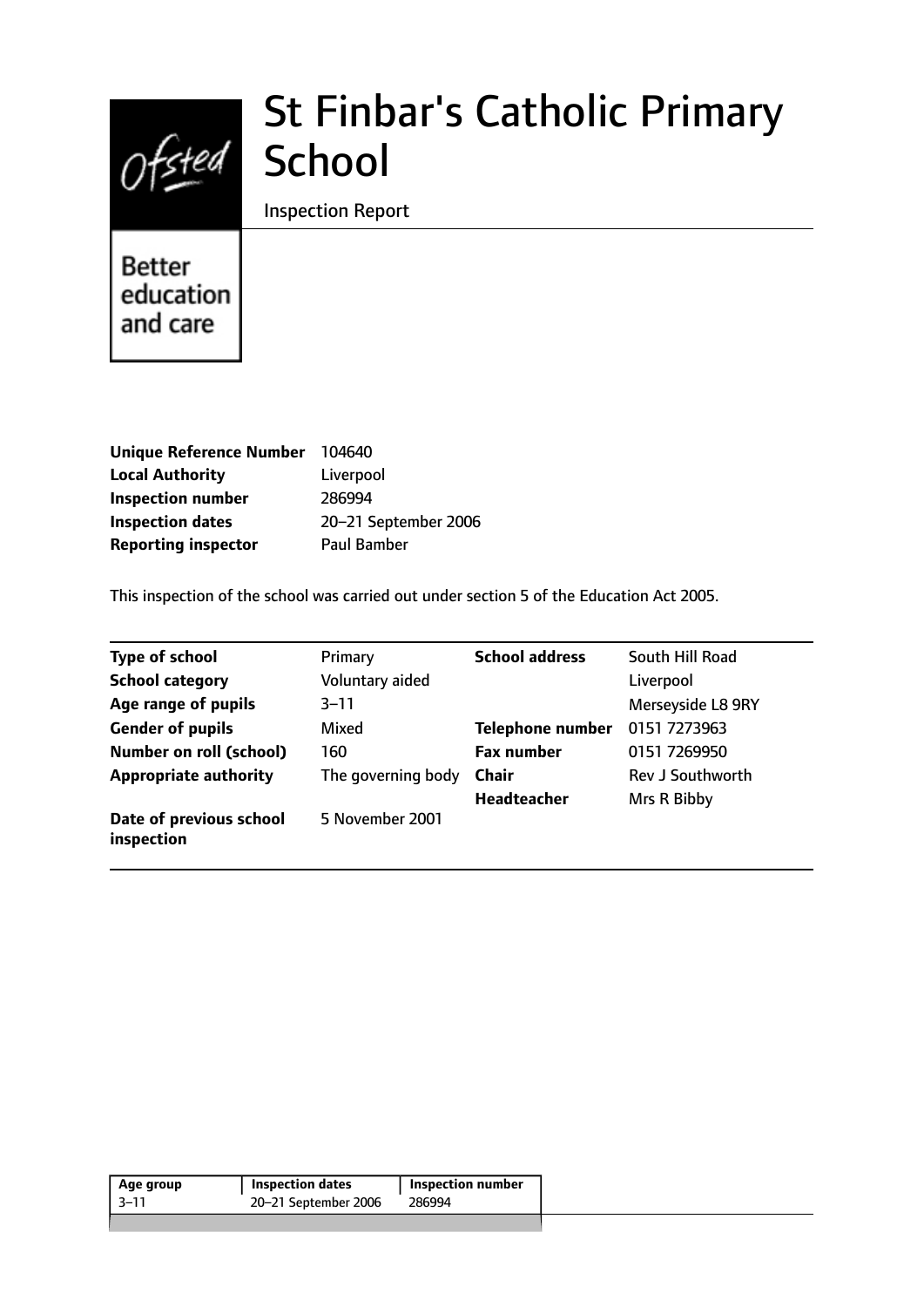# St Finbar's Catholic Primary School

Inspection Report

Better education and care

| | |
|---|---|
| **Unique Reference Number** | 104640 |
| **Local Authority** | Liverpool |
| **Inspection number** | 286994 |
| **Inspection dates** | 20–21 September 2006 |
| **Reporting inspector** | Paul Bamber |

This inspection of the school was carried out under section 5 of the Education Act 2005.

| | | | |
|---|---|---|---|
| **Type of school** | Primary | **School address** | South Hill Road |
| **School category** | Voluntary aided | | Liverpool |
| **Age range of pupils** | 3–11 | | Merseyside L8 9RY |
| **Gender of pupils** | Mixed | **Telephone number** | 0151 7273963 |
| **Number on roll (school)** | 160 | **Fax number** | 0151 7269950 |
| **Appropriate authority** | The governing body | **Chair** | Rev J Southworth |
| | | **Headteacher** | Mrs R Bibby |
| **Date of previous school inspection** | 5 November 2001 | | |

| Age group | Inspection dates | Inspection number |
|---|---|---|
| 3–11 | 20–21 September 2006 | 286994 |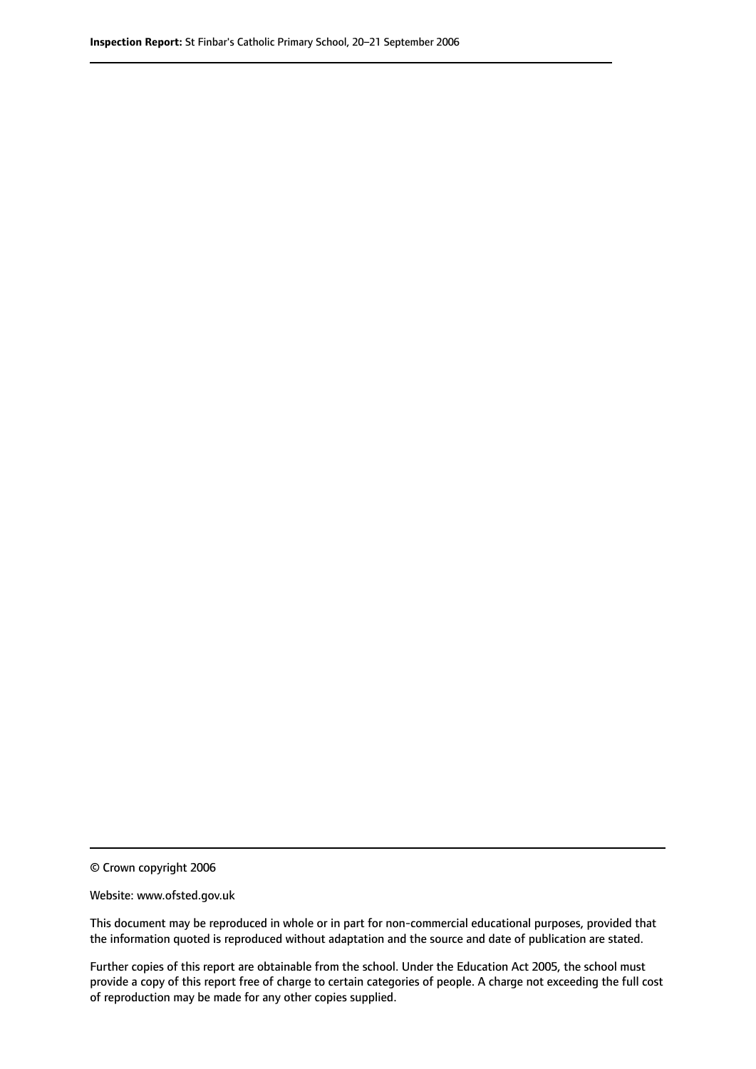© Crown copyright 2006

Website: www.ofsted.gov.uk

This document may be reproduced in whole or in part for non-commercial educational purposes, provided that the information quoted is reproduced without adaptation and the source and date of publication are stated.

Further copies of this report are obtainable from the school. Under the Education Act 2005, the school must provide a copy of this report free of charge to certain categories of people. A charge not exceeding the full cost of reproduction may be made for any other copies supplied.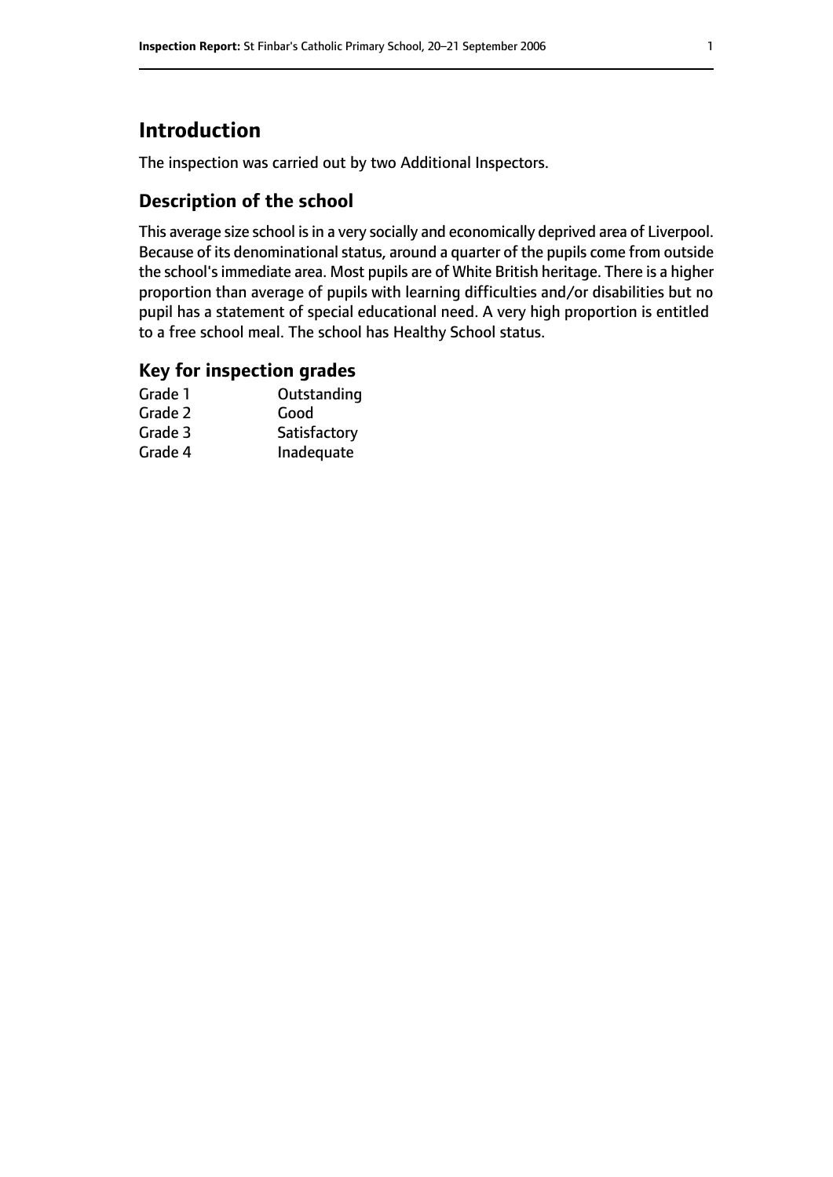# Introduction

The inspection was carried out by two Additional Inspectors.

## Description of the school

This average size school is in a very socially and economically deprived area of Liverpool. Because of its denominational status, around a quarter of the pupils come from outside the school's immediate area. Most pupils are of White British heritage. There is a higher proportion than average of pupils with learning difficulties and/or disabilities but no pupil has a statement of special educational need. A very high proportion is entitled to a free school meal. The school has Healthy School status.

## Key for inspection grades

| | |
|---|---|
| Grade 1 | Outstanding |
| Grade 2 | Good |
| Grade 3 | Satisfactory |
| Grade 4 | Inadequate |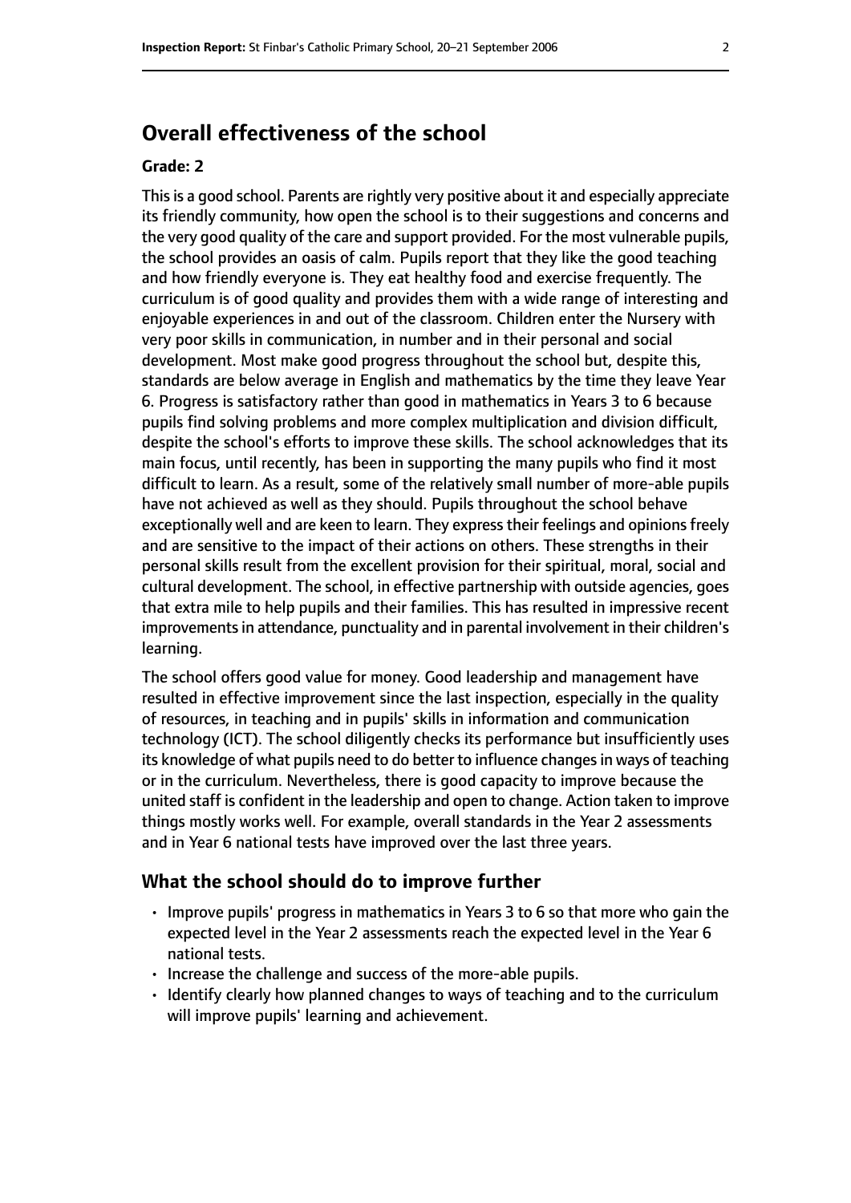## Overall effectiveness of the school

### Grade: 2

This is a good school. Parents are rightly very positive about it and especially appreciate its friendly community, how open the school is to their suggestions and concerns and the very good quality of the care and support provided. For the most vulnerable pupils, the school provides an oasis of calm. Pupils report that they like the good teaching and how friendly everyone is. They eat healthy food and exercise frequently. The curriculum is of good quality and provides them with a wide range of interesting and enjoyable experiences in and out of the classroom. Children enter the Nursery with very poor skills in communication, in number and in their personal and social development. Most make good progress throughout the school but, despite this, standards are below average in English and mathematics by the time they leave Year 6. Progress is satisfactory rather than good in mathematics in Years 3 to 6 because pupils find solving problems and more complex multiplication and division difficult, despite the school's efforts to improve these skills. The school acknowledges that its main focus, until recently, has been in supporting the many pupils who find it most difficult to learn. As a result, some of the relatively small number of more-able pupils have not achieved as well as they should. Pupils throughout the school behave exceptionally well and are keen to learn. They express their feelings and opinions freely and are sensitive to the impact of their actions on others. These strengths in their personal skills result from the excellent provision for their spiritual, moral, social and cultural development. The school, in effective partnership with outside agencies, goes that extra mile to help pupils and their families. This has resulted in impressive recent improvements in attendance, punctuality and in parental involvement in their children's learning.

The school offers good value for money. Good leadership and management have resulted in effective improvement since the last inspection, especially in the quality of resources, in teaching and in pupils' skills in information and communication technology (ICT). The school diligently checks its performance but insufficiently uses its knowledge of what pupils need to do better to influence changes in ways of teaching or in the curriculum. Nevertheless, there is good capacity to improve because the united staff is confident in the leadership and open to change. Action taken to improve things mostly works well. For example, overall standards in the Year 2 assessments and in Year 6 national tests have improved over the last three years.

### What the school should do to improve further

- Improve pupils' progress in mathematics in Years 3 to 6 so that more who gain the expected level in the Year 2 assessments reach the expected level in the Year 6 national tests.
- Increase the challenge and success of the more-able pupils.
- Identify clearly how planned changes to ways of teaching and to the curriculum will improve pupils' learning and achievement.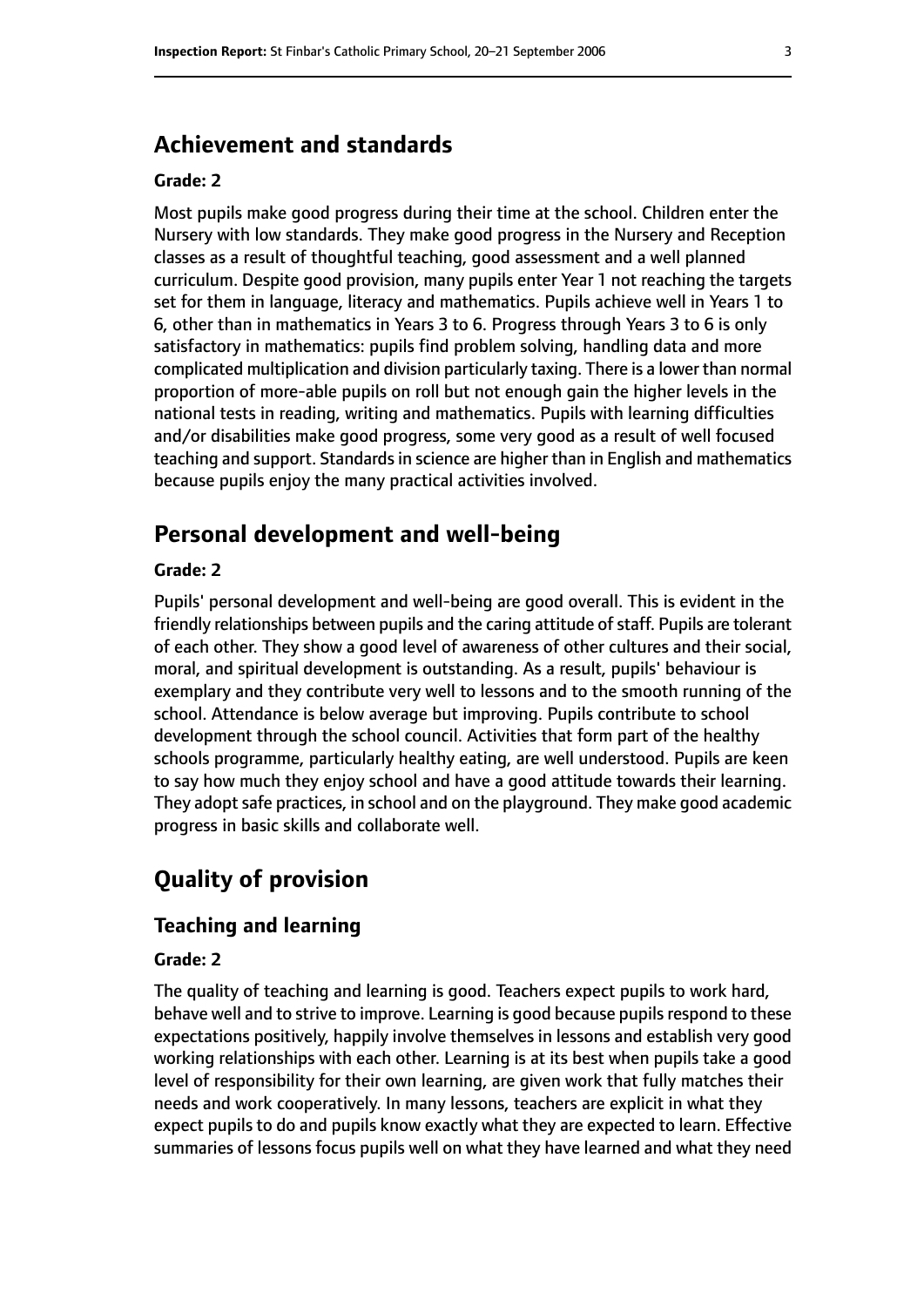## Achievement and standards

**Grade: 2**

Most pupils make good progress during their time at the school. Children enter the Nursery with low standards. They make good progress in the Nursery and Reception classes as a result of thoughtful teaching, good assessment and a well planned curriculum. Despite good provision, many pupils enter Year 1 not reaching the targets set for them in language, literacy and mathematics. Pupils achieve well in Years 1 to 6, other than in mathematics in Years 3 to 6. Progress through Years 3 to 6 is only satisfactory in mathematics: pupils find problem solving, handling data and more complicated multiplication and division particularly taxing. There is a lower than normal proportion of more-able pupils on roll but not enough gain the higher levels in the national tests in reading, writing and mathematics. Pupils with learning difficulties and/or disabilities make good progress, some very good as a result of well focused teaching and support. Standards in science are higher than in English and mathematics because pupils enjoy the many practical activities involved.

## Personal development and well-being

**Grade: 2**

Pupils' personal development and well-being are good overall. This is evident in the friendly relationships between pupils and the caring attitude of staff. Pupils are tolerant of each other. They show a good level of awareness of other cultures and their social, moral, and spiritual development is outstanding. As a result, pupils' behaviour is exemplary and they contribute very well to lessons and to the smooth running of the school. Attendance is below average but improving. Pupils contribute to school development through the school council. Activities that form part of the healthy schools programme, particularly healthy eating, are well understood. Pupils are keen to say how much they enjoy school and have a good attitude towards their learning. They adopt safe practices, in school and on the playground. They make good academic progress in basic skills and collaborate well.

# Quality of provision

## Teaching and learning

**Grade: 2**

The quality of teaching and learning is good. Teachers expect pupils to work hard, behave well and to strive to improve. Learning is good because pupils respond to these expectations positively, happily involve themselves in lessons and establish very good working relationships with each other. Learning is at its best when pupils take a good level of responsibility for their own learning, are given work that fully matches their needs and work cooperatively. In many lessons, teachers are explicit in what they expect pupils to do and pupils know exactly what they are expected to learn. Effective summaries of lessons focus pupils well on what they have learned and what they need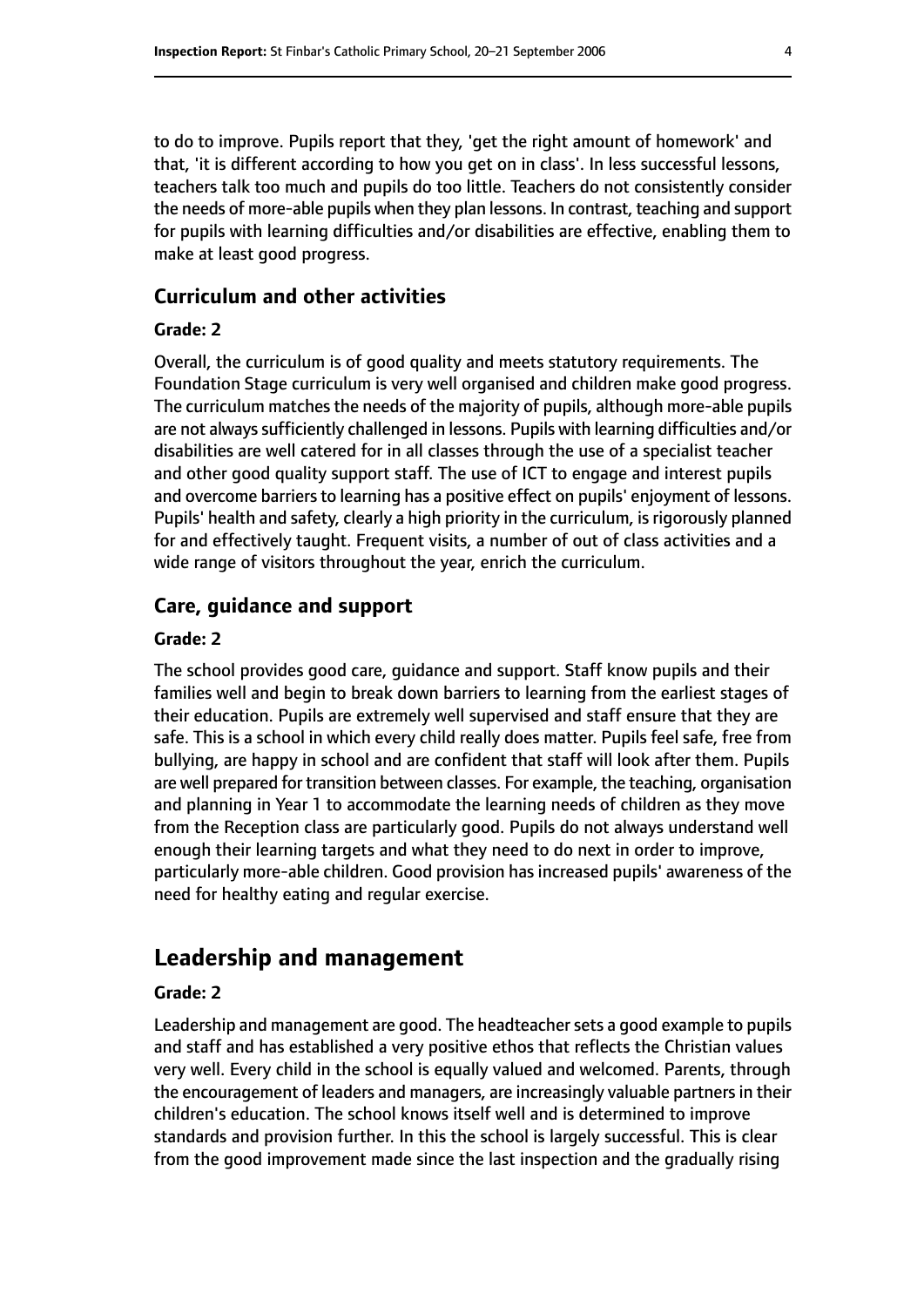to do to improve. Pupils report that they, 'get the right amount of homework' and that, 'it is different according to how you get on in class'. In less successful lessons, teachers talk too much and pupils do too little. Teachers do not consistently consider the needs of more-able pupils when they plan lessons. In contrast, teaching and support for pupils with learning difficulties and/or disabilities are effective, enabling them to make at least good progress.

### Curriculum and other activities

#### Grade: 2

Overall, the curriculum is of good quality and meets statutory requirements. The Foundation Stage curriculum is very well organised and children make good progress. The curriculum matches the needs of the majority of pupils, although more-able pupils are not always sufficiently challenged in lessons. Pupils with learning difficulties and/or disabilities are well catered for in all classes through the use of a specialist teacher and other good quality support staff. The use of ICT to engage and interest pupils and overcome barriers to learning has a positive effect on pupils' enjoyment of lessons. Pupils' health and safety, clearly a high priority in the curriculum, is rigorously planned for and effectively taught. Frequent visits, a number of out of class activities and a wide range of visitors throughout the year, enrich the curriculum.

### Care, guidance and support

#### Grade: 2

The school provides good care, guidance and support. Staff know pupils and their families well and begin to break down barriers to learning from the earliest stages of their education. Pupils are extremely well supervised and staff ensure that they are safe. This is a school in which every child really does matter. Pupils feel safe, free from bullying, are happy in school and are confident that staff will look after them. Pupils are well prepared for transition between classes. For example, the teaching, organisation and planning in Year 1 to accommodate the learning needs of children as they move from the Reception class are particularly good. Pupils do not always understand well enough their learning targets and what they need to do next in order to improve, particularly more-able children. Good provision has increased pupils' awareness of the need for healthy eating and regular exercise.

## Leadership and management

#### Grade: 2

Leadership and management are good. The headteacher sets a good example to pupils and staff and has established a very positive ethos that reflects the Christian values very well. Every child in the school is equally valued and welcomed. Parents, through the encouragement of leaders and managers, are increasingly valuable partners in their children's education. The school knows itself well and is determined to improve standards and provision further. In this the school is largely successful. This is clear from the good improvement made since the last inspection and the gradually rising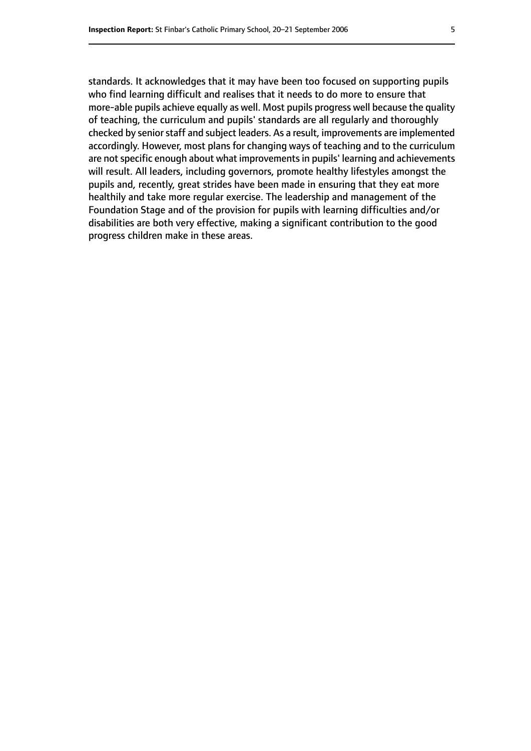standards. It acknowledges that it may have been too focused on supporting pupils who find learning difficult and realises that it needs to do more to ensure that more-able pupils achieve equally as well. Most pupils progress well because the quality of teaching, the curriculum and pupils' standards are all regularly and thoroughly checked by senior staff and subject leaders. As a result, improvements are implemented accordingly. However, most plans for changing ways of teaching and to the curriculum are not specific enough about what improvements in pupils' learning and achievements will result. All leaders, including governors, promote healthy lifestyles amongst the pupils and, recently, great strides have been made in ensuring that they eat more healthily and take more regular exercise. The leadership and management of the Foundation Stage and of the provision for pupils with learning difficulties and/or disabilities are both very effective, making a significant contribution to the good progress children make in these areas.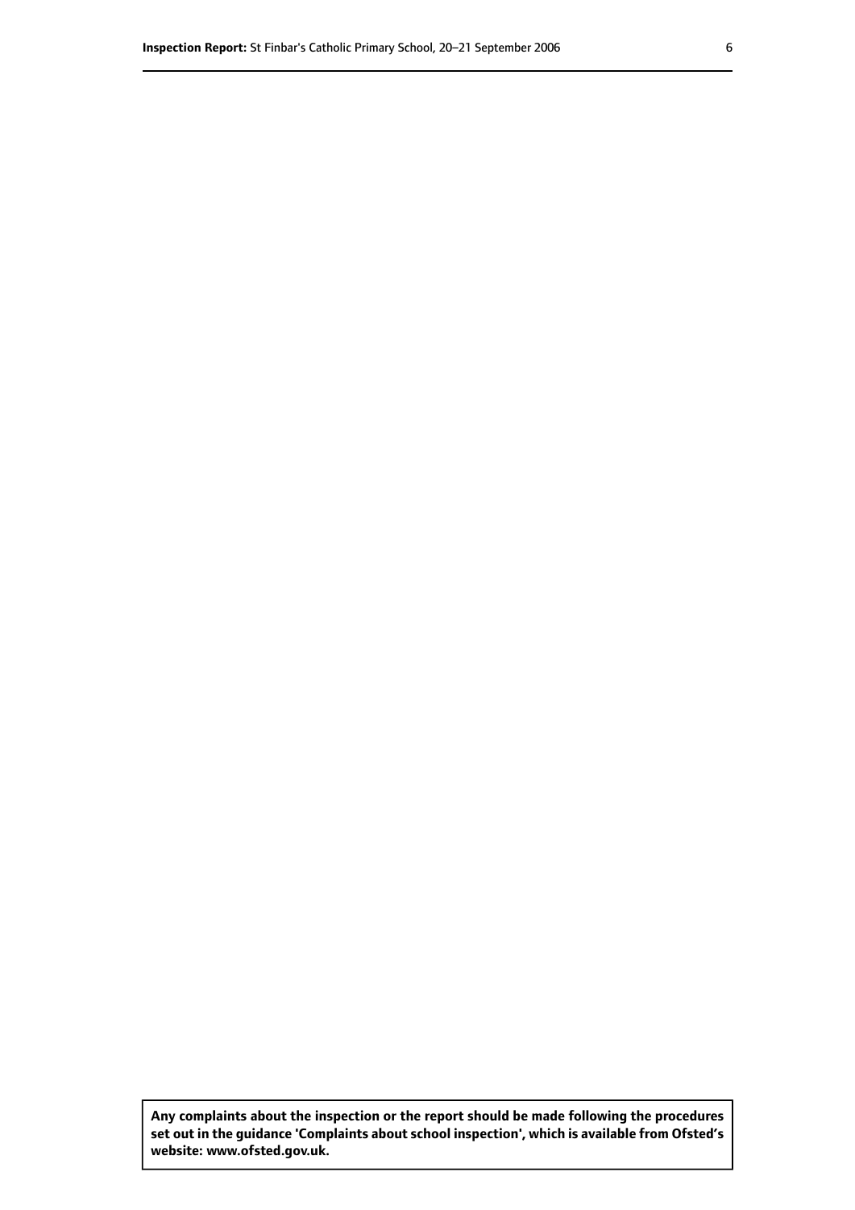**Any complaints about the inspection or the report should be made following the procedures set out in the guidance 'Complaints about school inspection', which is available from Ofsted's website: www.ofsted.gov.uk.**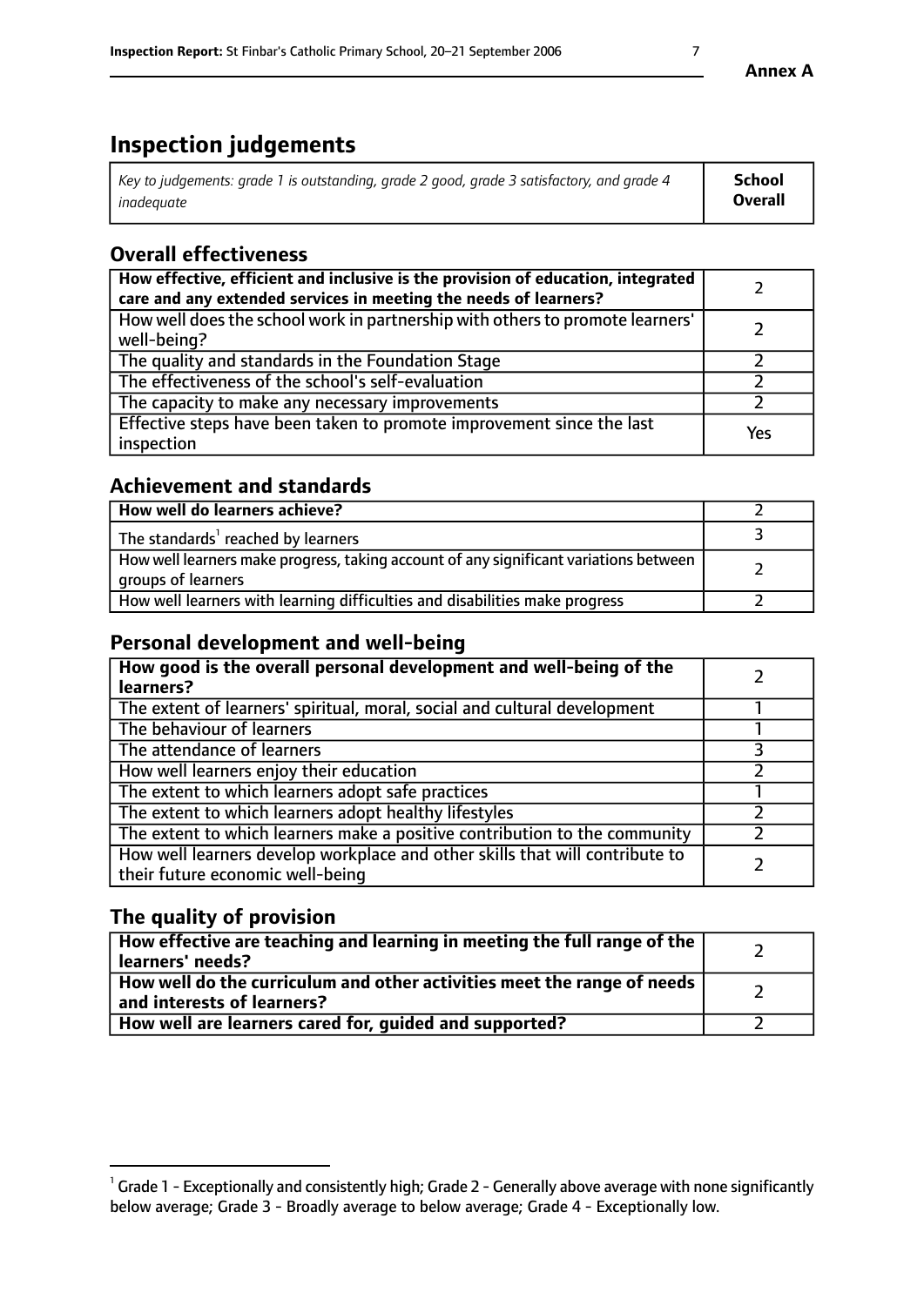**Annex A**

# Inspection judgements

| *Key to judgements: grade 1 is outstanding, grade 2 good, grade 3 satisfactory, and grade 4 inadequate* | **School Overall** |
|---|---|

## Overall effectiveness

| | |
|---|---|
| **How effective, efficient and inclusive is the provision of education, integrated care and any extended services in meeting the needs of learners?** | 2 |
| How well does the school work in partnership with others to promote learners' well-being? | 2 |
| The quality and standards in the Foundation Stage | 2 |
| The effectiveness of the school's self-evaluation | 2 |
| The capacity to make any necessary improvements | 2 |
| Effective steps have been taken to promote improvement since the last inspection | Yes |

## Achievement and standards

| | |
|---|---|
| **How well do learners achieve?** | 2 |
| The standards[1] reached by learners | 3 |
| How well learners make progress, taking account of any significant variations between groups of learners | 2 |
| How well learners with learning difficulties and disabilities make progress | 2 |

## Personal development and well-being

| | |
|---|---|
| **How good is the overall personal development and well-being of the learners?** | 2 |
| The extent of learners' spiritual, moral, social and cultural development | 1 |
| The behaviour of learners | 1 |
| The attendance of learners | 3 |
| How well learners enjoy their education | 2 |
| The extent to which learners adopt safe practices | 1 |
| The extent to which learners adopt healthy lifestyles | 2 |
| The extent to which learners make a positive contribution to the community | 2 |
| How well learners develop workplace and other skills that will contribute to their future economic well-being | 2 |

## The quality of provision

| | |
|---|---|
| **How effective are teaching and learning in meeting the full range of the learners' needs?** | 2 |
| **How well do the curriculum and other activities meet the range of needs and interests of learners?** | 2 |
| **How well are learners cared for, guided and supported?** | 2 |

[1] Grade 1 - Exceptionally and consistently high; Grade 2 - Generally above average with none significantly below average; Grade 3 - Broadly average to below average; Grade 4 - Exceptionally low.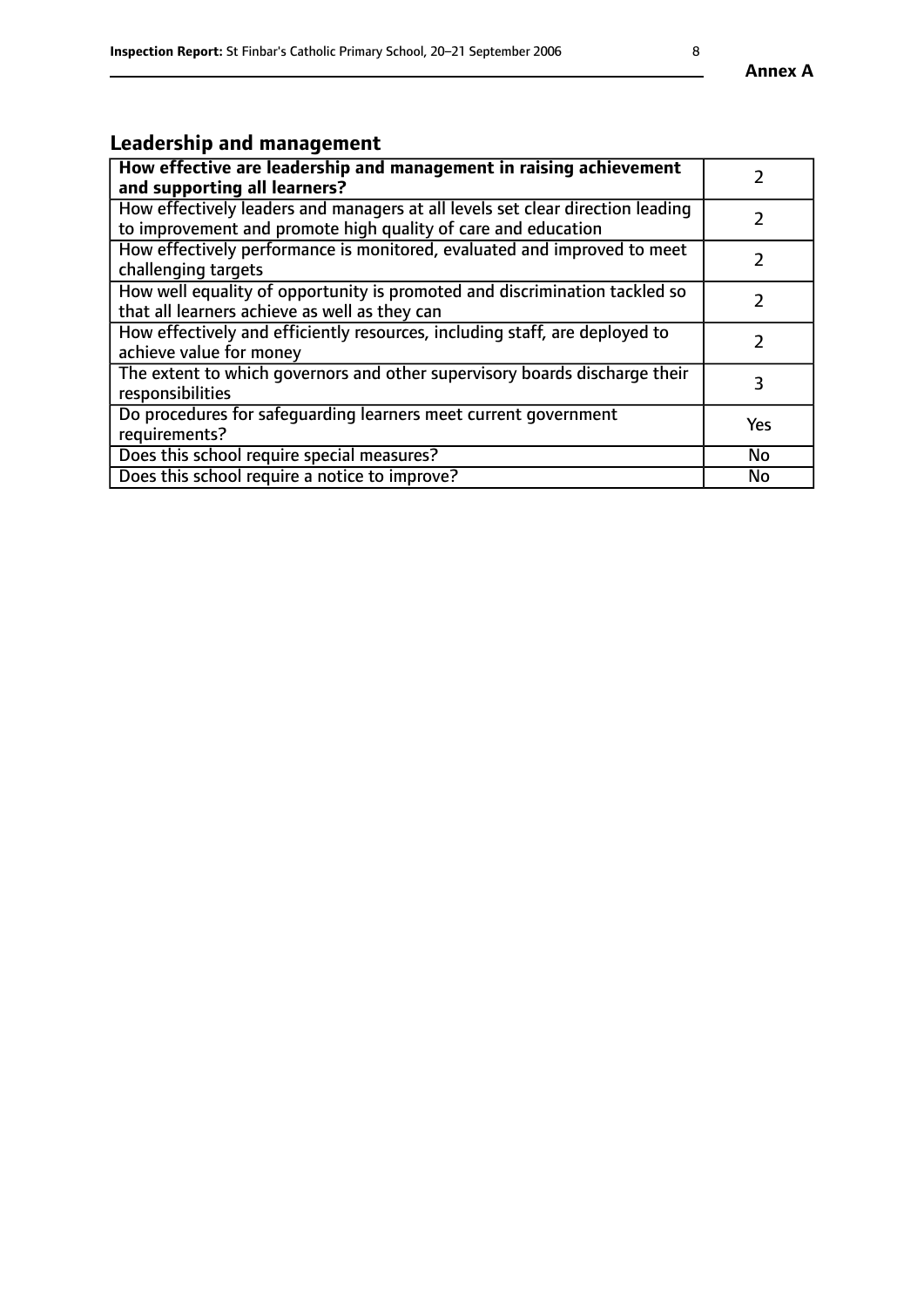**Annex A**

## Leadership and management

| **How effective are leadership and management in raising achievement and supporting all learners?** | 2 |
|---|---|
| How effectively leaders and managers at all levels set clear direction leading to improvement and promote high quality of care and education | 2 |
| How effectively performance is monitored, evaluated and improved to meet challenging targets | 2 |
| How well equality of opportunity is promoted and discrimination tackled so that all learners achieve as well as they can | 2 |
| How effectively and efficiently resources, including staff, are deployed to achieve value for money | 2 |
| The extent to which governors and other supervisory boards discharge their responsibilities | 3 |
| Do procedures for safeguarding learners meet current government requirements? | Yes |
| Does this school require special measures? | No |
| Does this school require a notice to improve? | No |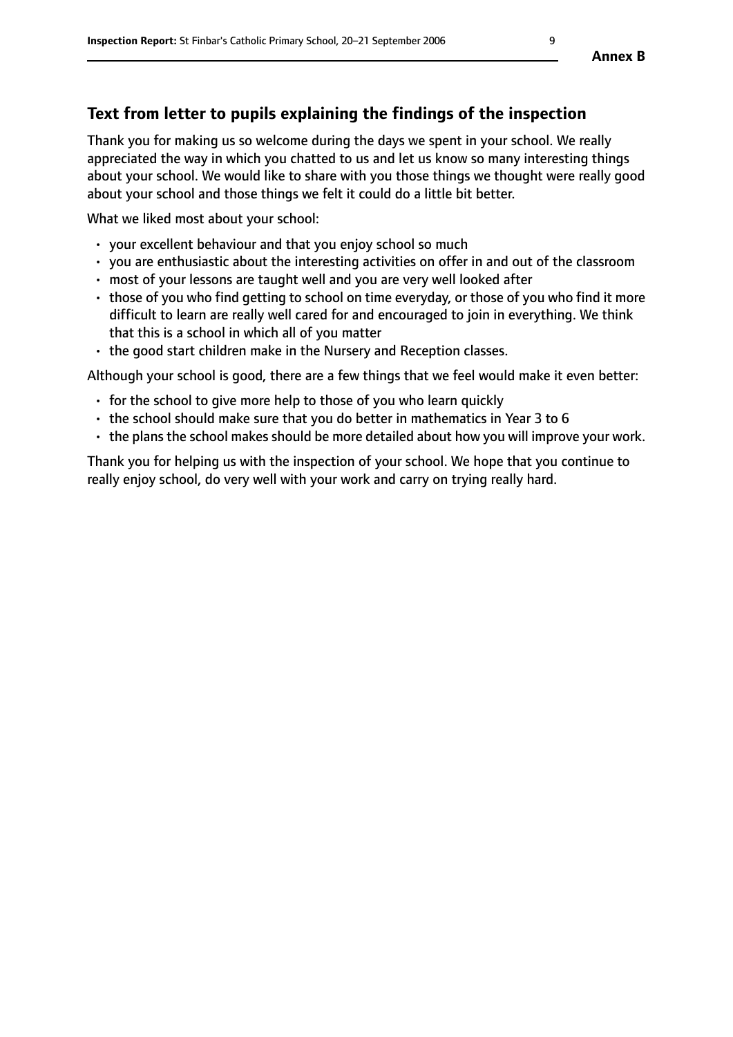## Text from letter to pupils explaining the findings of the inspection

Thank you for making us so welcome during the days we spent in your school. We really appreciated the way in which you chatted to us and let us know so many interesting things about your school. We would like to share with you those things we thought were really good about your school and those things we felt it could do a little bit better.

What we liked most about your school:

- your excellent behaviour and that you enjoy school so much
- you are enthusiastic about the interesting activities on offer in and out of the classroom
- most of your lessons are taught well and you are very well looked after
- those of you who find getting to school on time everyday, or those of you who find it more difficult to learn are really well cared for and encouraged to join in everything. We think that this is a school in which all of you matter
- the good start children make in the Nursery and Reception classes.

Although your school is good, there are a few things that we feel would make it even better:

- for the school to give more help to those of you who learn quickly
- the school should make sure that you do better in mathematics in Year 3 to 6
- the plans the school makes should be more detailed about how you will improve your work.

Thank you for helping us with the inspection of your school. We hope that you continue to really enjoy school, do very well with your work and carry on trying really hard.